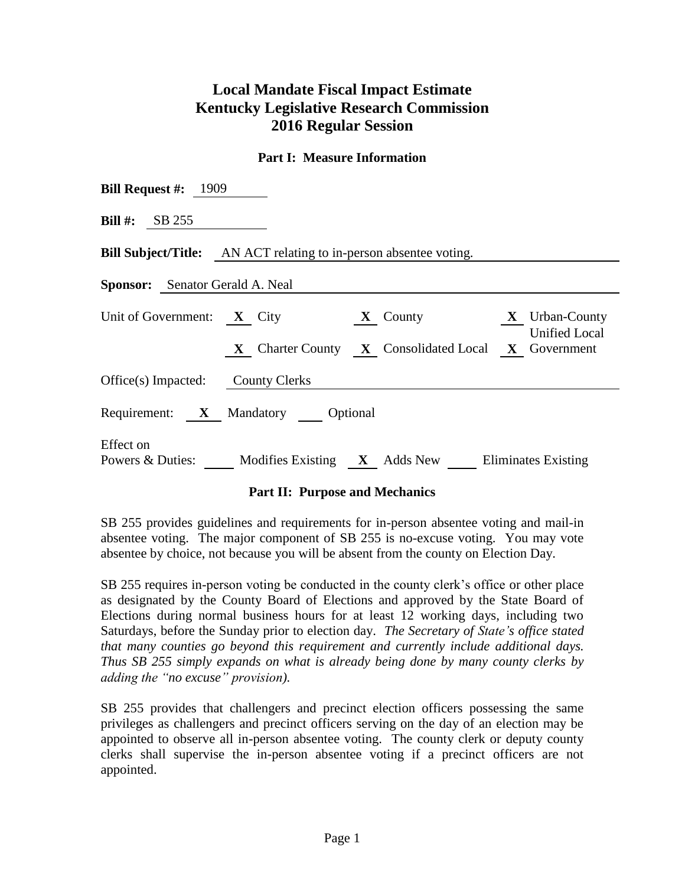# Local Mandate Fiscal Impact Estimate
# Kentucky Legislative Research Commission
# 2016 Regular Session

## Part I: Measure Information

**Bill Request #:** 1909

**Bill #:** SB 255

**Bill Subject/Title:** AN ACT relating to in-person absentee voting.

**Sponsor:** Senator Gerald A. Neal

Unit of Government: **X** City **X** County **X** Urban-County **X** Charter County **X** Consolidated Local **X** Unified Local Government

Office(s) Impacted: County Clerks

Requirement: **X** Mandatory ____ Optional

Effect on Powers & Duties: ____ Modifies Existing **X** Adds New ____ Eliminates Existing

## Part II: Purpose and Mechanics

SB 255 provides guidelines and requirements for in-person absentee voting and mail-in absentee voting. The major component of SB 255 is no-excuse voting. You may vote absentee by choice, not because you will be absent from the county on Election Day.

SB 255 requires in-person voting be conducted in the county clerk's office or other place as designated by the County Board of Elections and approved by the State Board of Elections during normal business hours for at least 12 working days, including two Saturdays, before the Sunday prior to election day. *The Secretary of State's office stated that many counties go beyond this requirement and currently include additional days. Thus SB 255 simply expands on what is already being done by many county clerks by adding the "no excuse" provision).*

SB 255 provides that challengers and precinct election officers possessing the same privileges as challengers and precinct officers serving on the day of an election may be appointed to observe all in-person absentee voting. The county clerk or deputy county clerks shall supervise the in-person absentee voting if a precinct officers are not appointed.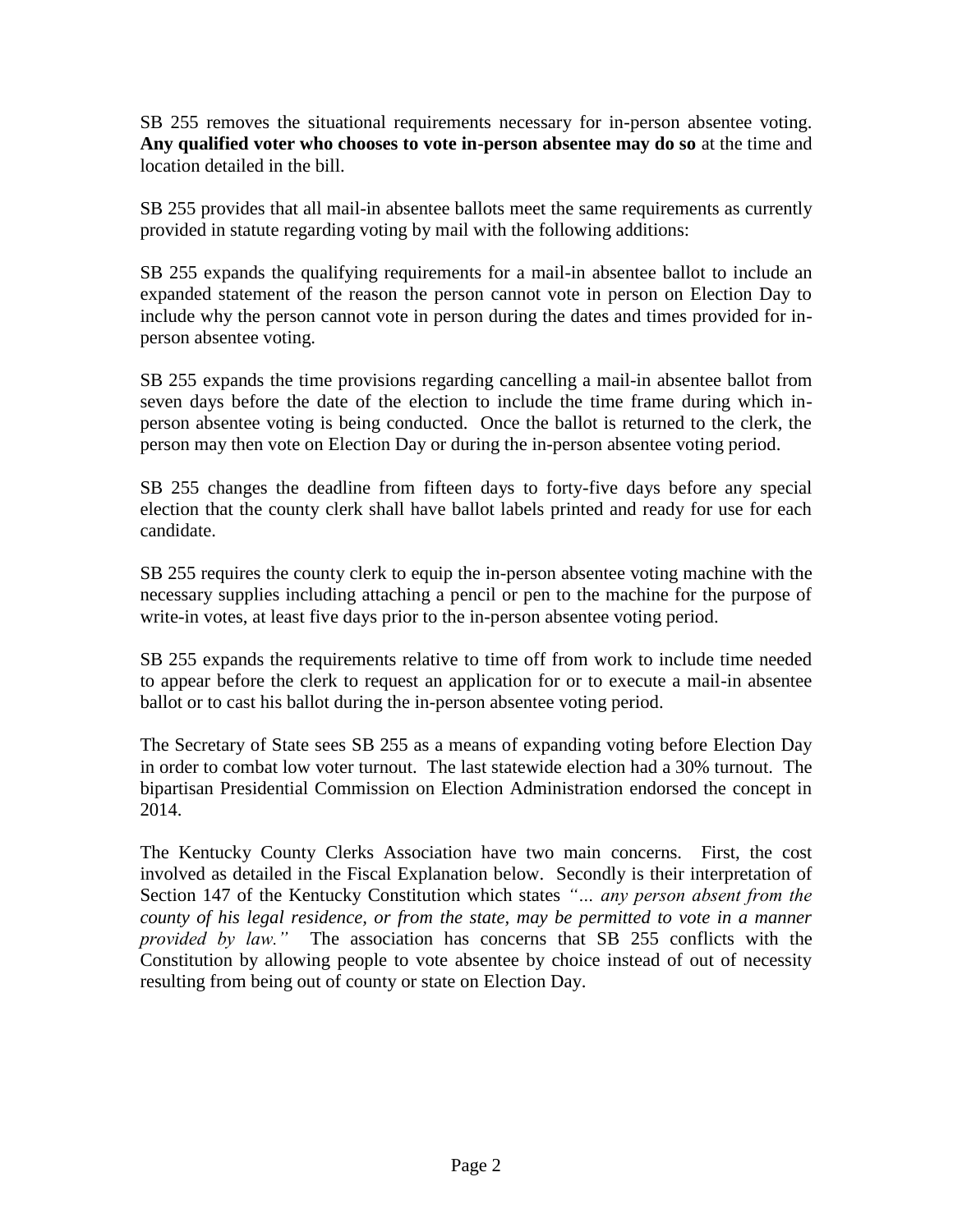SB 255 removes the situational requirements necessary for in-person absentee voting. **Any qualified voter who chooses to vote in-person absentee may do so** at the time and location detailed in the bill.

SB 255 provides that all mail-in absentee ballots meet the same requirements as currently provided in statute regarding voting by mail with the following additions:

SB 255 expands the qualifying requirements for a mail-in absentee ballot to include an expanded statement of the reason the person cannot vote in person on Election Day to include why the person cannot vote in person during the dates and times provided for in-person absentee voting.

SB 255 expands the time provisions regarding cancelling a mail-in absentee ballot from seven days before the date of the election to include the time frame during which in-person absentee voting is being conducted. Once the ballot is returned to the clerk, the person may then vote on Election Day or during the in-person absentee voting period.

SB 255 changes the deadline from fifteen days to forty-five days before any special election that the county clerk shall have ballot labels printed and ready for use for each candidate.

SB 255 requires the county clerk to equip the in-person absentee voting machine with the necessary supplies including attaching a pencil or pen to the machine for the purpose of write-in votes, at least five days prior to the in-person absentee voting period.

SB 255 expands the requirements relative to time off from work to include time needed to appear before the clerk to request an application for or to execute a mail-in absentee ballot or to cast his ballot during the in-person absentee voting period.

The Secretary of State sees SB 255 as a means of expanding voting before Election Day in order to combat low voter turnout. The last statewide election had a 30% turnout. The bipartisan Presidential Commission on Election Administration endorsed the concept in 2014.

The Kentucky County Clerks Association have two main concerns. First, the cost involved as detailed in the Fiscal Explanation below. Secondly is their interpretation of Section 147 of the Kentucky Constitution which states *"… any person absent from the county of his legal residence, or from the state, may be permitted to vote in a manner provided by law."* The association has concerns that SB 255 conflicts with the Constitution by allowing people to vote absentee by choice instead of out of necessity resulting from being out of county or state on Election Day.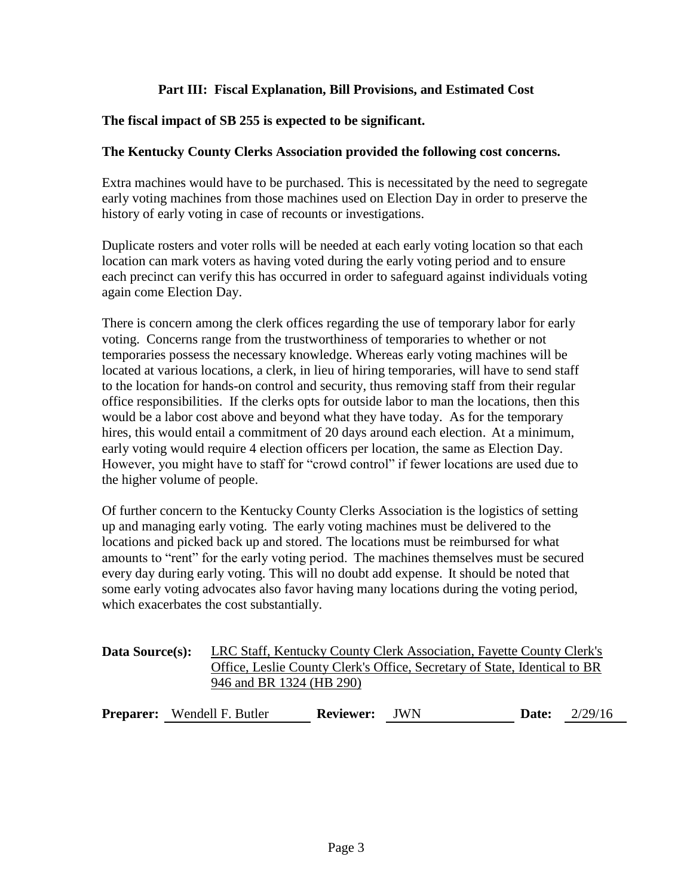### Part III: Fiscal Explanation, Bill Provisions, and Estimated Cost

**The fiscal impact of SB 255 is expected to be significant.**

**The Kentucky County Clerks Association provided the following cost concerns.**

Extra machines would have to be purchased. This is necessitated by the need to segregate early voting machines from those machines used on Election Day in order to preserve the history of early voting in case of recounts or investigations.

Duplicate rosters and voter rolls will be needed at each early voting location so that each location can mark voters as having voted during the early voting period and to ensure each precinct can verify this has occurred in order to safeguard against individuals voting again come Election Day.

There is concern among the clerk offices regarding the use of temporary labor for early voting. Concerns range from the trustworthiness of temporaries to whether or not temporaries possess the necessary knowledge. Whereas early voting machines will be located at various locations, a clerk, in lieu of hiring temporaries, will have to send staff to the location for hands-on control and security, thus removing staff from their regular office responsibilities. If the clerks opts for outside labor to man the locations, then this would be a labor cost above and beyond what they have today. As for the temporary hires, this would entail a commitment of 20 days around each election. At a minimum, early voting would require 4 election officers per location, the same as Election Day. However, you might have to staff for "crowd control" if fewer locations are used due to the higher volume of people.

Of further concern to the Kentucky County Clerks Association is the logistics of setting up and managing early voting. The early voting machines must be delivered to the locations and picked back up and stored. The locations must be reimbursed for what amounts to "rent" for the early voting period. The machines themselves must be secured every day during early voting. This will no doubt add expense. It should be noted that some early voting advocates also favor having many locations during the voting period, which exacerbates the cost substantially.

**Data Source(s):** LRC Staff, Kentucky County Clerk Association, Fayette County Clerk's Office, Leslie County Clerk's Office, Secretary of State, Identical to BR 946 and BR 1324 (HB 290)

**Preparer:** Wendell F. Butler **Reviewer:** JWN **Date:** 2/29/16